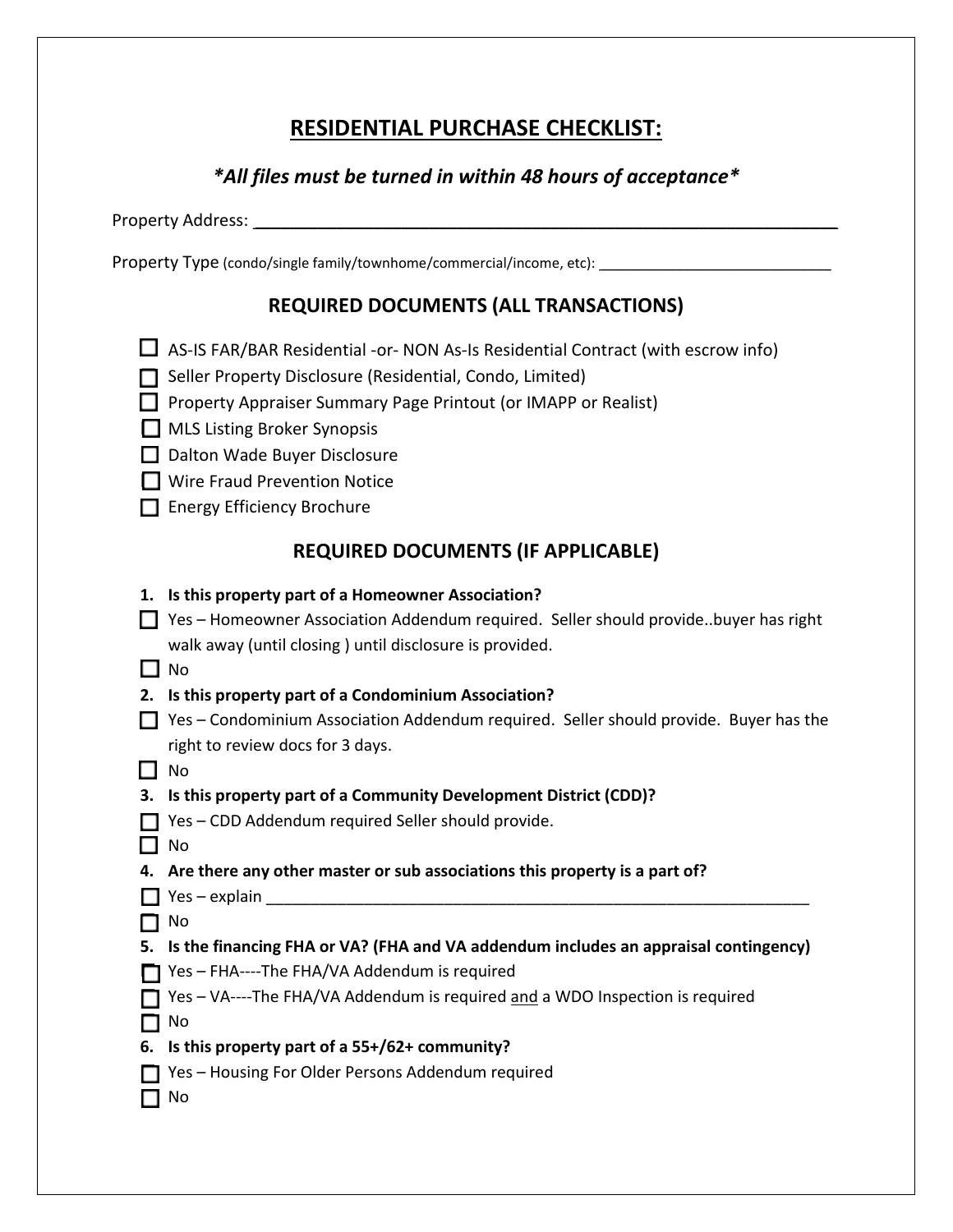# RESIDENTIAL PURCHASE CHECKLIST:

***All files must be turned in within 48 hours of acceptance***

Property Address: ______________________________________________

Property Type (condo/single family/townhome/commercial/income, etc): ___________________________

## REQUIRED DOCUMENTS (ALL TRANSACTIONS)

- ☐ AS-IS FAR/BAR Residential -or- NON As-Is Residential Contract (with escrow info)
- ☐ Seller Property Disclosure (Residential, Condo, Limited)
- ☐ Property Appraiser Summary Page Printout (or IMAPP or Realist)
- ☐ MLS Listing Broker Synopsis
- ☐ Dalton Wade Buyer Disclosure
- ☐ Wire Fraud Prevention Notice
- ☐ Energy Efficiency Brochure

## REQUIRED DOCUMENTS (IF APPLICABLE)

1. **Is this property part of a Homeowner Association?**
   - ☐ Yes – Homeowner Association Addendum required. Seller should provide..buyer has right walk away (until closing ) until disclosure is provided.
   - ☐ No
2. **Is this property part of a Condominium Association?**
   - ☐ Yes – Condominium Association Addendum required. Seller should provide. Buyer has the right to review docs for 3 days.
   - ☐ No
3. **Is this property part of a Community Development District (CDD)?**
   - ☐ Yes – CDD Addendum required Seller should provide.
   - ☐ No
4. **Are there any other master or sub associations this property is a part of?**
   - ☐ Yes – explain ________________________________________________
   - ☐ No
5. **Is the financing FHA or VA? (FHA and VA addendum includes an appraisal contingency)**
   - ☐ Yes – FHA----The FHA/VA Addendum is required
   - ☐ Yes – VA----The FHA/VA Addendum is required <u>and</u> a WDO Inspection is required
   - ☐ No
6. **Is this property part of a 55+/62+ community?**
   - ☐ Yes – Housing For Older Persons Addendum required
   - ☐ No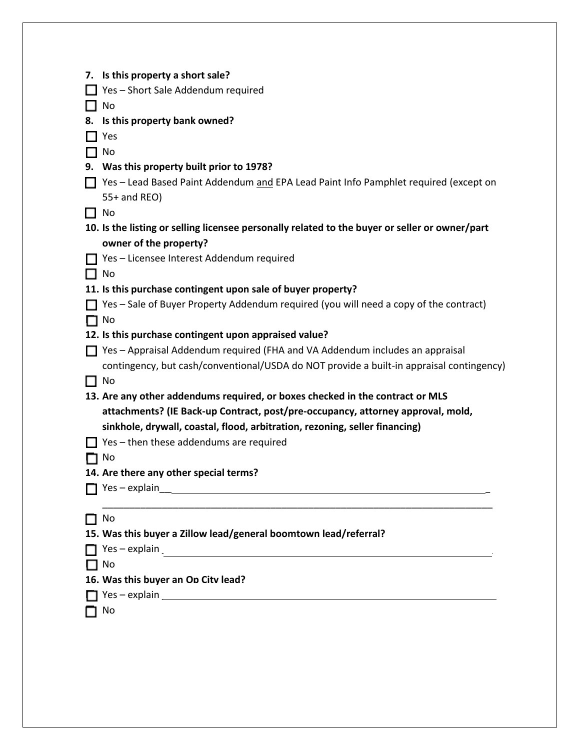**7. Is this property a short sale?**

☐ Yes – Short Sale Addendum required

☐ No

**8. Is this property bank owned?**

☐ Yes

☐ No

**9. Was this property built prior to 1978?**

☐ Yes – Lead Based Paint Addendum <u>and</u> EPA Lead Paint Info Pamphlet required (except on 55+ and REO)

☐ No

**10. Is the listing or selling licensee personally related to the buyer or seller or owner/part owner of the property?**

☐ Yes – Licensee Interest Addendum required

☐ No

**11. Is this purchase contingent upon sale of buyer property?**

☐ Yes – Sale of Buyer Property Addendum required (you will need a copy of the contract)

☐ No

**12. Is this purchase contingent upon appraised value?**

☐ Yes – Appraisal Addendum required (FHA and VA Addendum includes an appraisal contingency, but cash/conventional/USDA do NOT provide a built-in appraisal contingency)

☐ No

**13. Are any other addendums required, or boxes checked in the contract or MLS attachments? (IE Back-up Contract, post/pre-occupancy, attorney approval, mold, sinkhole, drywall, coastal, flood, arbitration, rezoning, seller financing)**

☐ Yes – then these addendums are required

☐ No

**14. Are there any other special terms?**

☐ Yes – explain______________________________________________________________

______________________________________________________________________________

☐ No

**15. Was this buyer a Zillow lead/general boomtown lead/referral?**

☐ Yes – explain ______________________________________________________________

☐ No

**16. Was this buyer an Op City lead?**

☐ Yes – explain ______________________________________________________________

☐ No